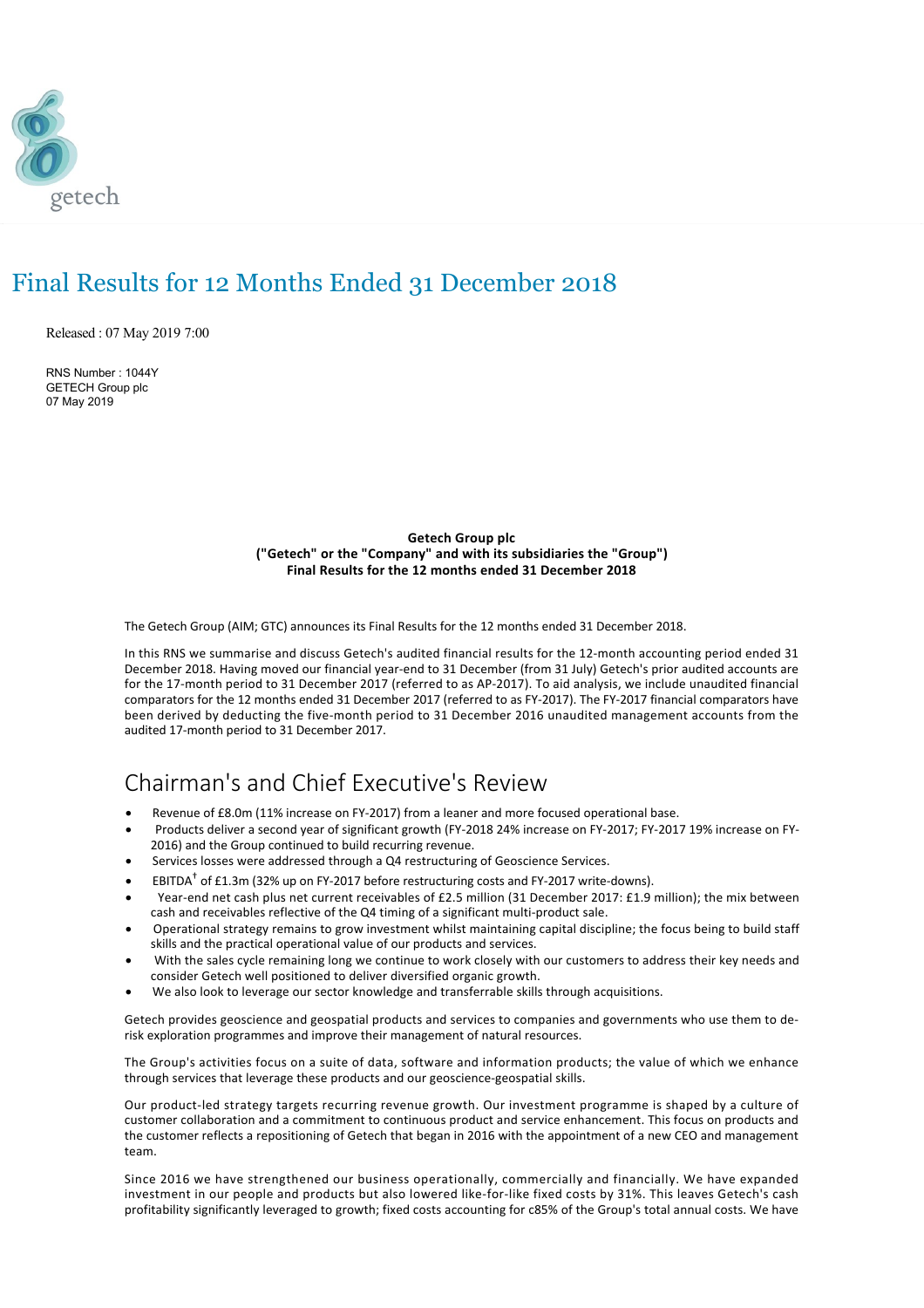# Final Results for 12 Months Ended 31 December 2018

Released : 07 May 2019 7:00

RNS Number : 1044Y
GETECH Group plc
07 May 2019

**Getech Group plc**
**("Getech" or the "Company" and with its subsidiaries the "Group")**
**Final Results for the 12 months ended 31 December 2018**

The Getech Group (AIM; GTC) announces its Final Results for the 12 months ended 31 December 2018.

In this RNS we summarise and discuss Getech's audited financial results for the 12-month accounting period ended 31 December 2018. Having moved our financial year-end to 31 December (from 31 July) Getech's prior audited accounts are for the 17-month period to 31 December 2017 (referred to as AP-2017). To aid analysis, we include unaudited financial comparators for the 12 months ended 31 December 2017 (referred to as FY-2017). The FY-2017 financial comparators have been derived by deducting the five-month period to 31 December 2016 unaudited management accounts from the audited 17-month period to 31 December 2017.

## Chairman's and Chief Executive's Review

- Revenue of £8.0m (11% increase on FY-2017) from a leaner and more focused operational base.
- Products deliver a second year of significant growth (FY-2018 24% increase on FY-2017; FY-2017 19% increase on FY-2016) and the Group continued to build recurring revenue.
- Services losses were addressed through a Q4 restructuring of Geoscience Services.
- EBITDA† of £1.3m (32% up on FY-2017 before restructuring costs and FY-2017 write-downs).
- Year-end net cash plus net current receivables of £2.5 million (31 December 2017: £1.9 million); the mix between cash and receivables reflective of the Q4 timing of a significant multi-product sale.
- Operational strategy remains to grow investment whilst maintaining capital discipline; the focus being to build staff skills and the practical operational value of our products and services.
- With the sales cycle remaining long we continue to work closely with our customers to address their key needs and consider Getech well positioned to deliver diversified organic growth.
- We also look to leverage our sector knowledge and transferrable skills through acquisitions.

Getech provides geoscience and geospatial products and services to companies and governments who use them to de-risk exploration programmes and improve their management of natural resources.

The Group's activities focus on a suite of data, software and information products; the value of which we enhance through services that leverage these products and our geoscience-geospatial skills.

Our product-led strategy targets recurring revenue growth. Our investment programme is shaped by a culture of customer collaboration and a commitment to continuous product and service enhancement. This focus on products and the customer reflects a repositioning of Getech that began in 2016 with the appointment of a new CEO and management team.

Since 2016 we have strengthened our business operationally, commercially and financially. We have expanded investment in our people and products but also lowered like-for-like fixed costs by 31%. This leaves Getech's cash profitability significantly leveraged to growth; fixed costs accounting for c85% of the Group's total annual costs. We have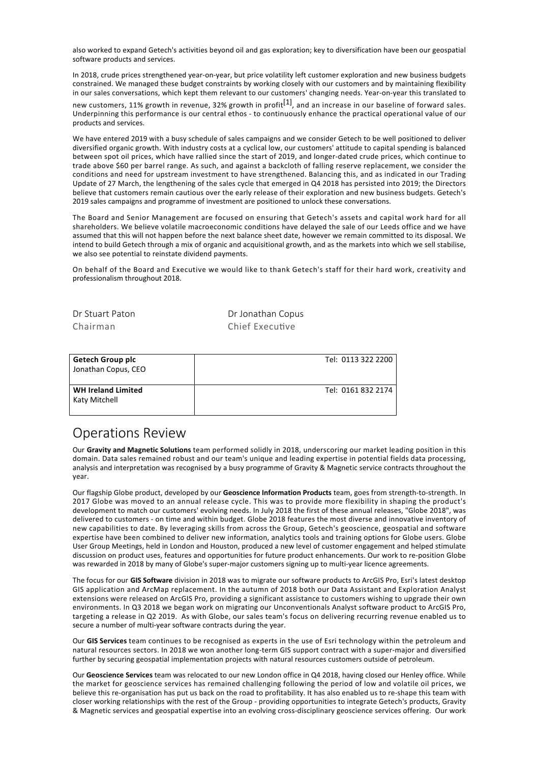also worked to expand Getech's activities beyond oil and gas exploration; key to diversification have been our geospatial software products and services.

In 2018, crude prices strengthened year-on-year, but price volatility left customer exploration and new business budgets constrained. We managed these budget constraints by working closely with our customers and by maintaining flexibility in our sales conversations, which kept them relevant to our customers' changing needs. Year-on-year this translated to new customers, 11% growth in revenue, 32% growth in profit[1], and an increase in our baseline of forward sales. Underpinning this performance is our central ethos - to continuously enhance the practical operational value of our products and services.

We have entered 2019 with a busy schedule of sales campaigns and we consider Getech to be well positioned to deliver diversified organic growth. With industry costs at a cyclical low, our customers' attitude to capital spending is balanced between spot oil prices, which have rallied since the start of 2019, and longer-dated crude prices, which continue to trade above $60 per barrel range. As such, and against a backcloth of falling reserve replacement, we consider the conditions and need for upstream investment to have strengthened. Balancing this, and as indicated in our Trading Update of 27 March, the lengthening of the sales cycle that emerged in Q4 2018 has persisted into 2019; the Directors believe that customers remain cautious over the early release of their exploration and new business budgets. Getech's 2019 sales campaigns and programme of investment are positioned to unlock these conversations.

The Board and Senior Management are focused on ensuring that Getech's assets and capital work hard for all shareholders. We believe volatile macroeconomic conditions have delayed the sale of our Leeds office and we have assumed that this will not happen before the next balance sheet date, however we remain committed to its disposal. We intend to build Getech through a mix of organic and acquisitional growth, and as the markets into which we sell stabilise, we also see potential to reinstate dividend payments.

On behalf of the Board and Executive we would like to thank Getech's staff for their hard work, creativity and professionalism throughout 2018.

Dr Stuart Paton
Chairman

Dr Jonathan Copus
Chief Executive

| | |
|---|---|
| **Getech Group plc**<br>Jonathan Copus, CEO | Tel: 0113 322 2200 |
| **WH Ireland Limited**<br>Katy Mitchell | Tel: 0161 832 2174 |

# Operations Review

Our **Gravity and Magnetic Solutions** team performed solidly in 2018, underscoring our market leading position in this domain. Data sales remained robust and our team's unique and leading expertise in potential fields data processing, analysis and interpretation was recognised by a busy programme of Gravity & Magnetic service contracts throughout the year.

Our flagship Globe product, developed by our **Geoscience Information Products** team, goes from strength-to-strength. In 2017 Globe was moved to an annual release cycle. This was to provide more flexibility in shaping the product's development to match our customers' evolving needs. In July 2018 the first of these annual releases, "Globe 2018", was delivered to customers - on time and within budget. Globe 2018 features the most diverse and innovative inventory of new capabilities to date. By leveraging skills from across the Group, Getech's geoscience, geospatial and software expertise have been combined to deliver new information, analytics tools and training options for Globe users. Globe User Group Meetings, held in London and Houston, produced a new level of customer engagement and helped stimulate discussion on product uses, features and opportunities for future product enhancements. Our work to re-position Globe was rewarded in 2018 by many of Globe's super-major customers signing up to multi-year licence agreements.

The focus for our **GIS Software** division in 2018 was to migrate our software products to ArcGIS Pro, Esri's latest desktop GIS application and ArcMap replacement. In the autumn of 2018 both our Data Assistant and Exploration Analyst extensions were released on ArcGIS Pro, providing a significant assistance to customers wishing to upgrade their own environments. In Q3 2018 we began work on migrating our Unconventionals Analyst software product to ArcGIS Pro, targeting a release in Q2 2019. As with Globe, our sales team's focus on delivering recurring revenue enabled us to secure a number of multi-year software contracts during the year.

Our **GIS Services** team continues to be recognised as experts in the use of Esri technology within the petroleum and natural resources sectors. In 2018 we won another long-term GIS support contract with a super-major and diversified further by securing geospatial implementation projects with natural resources customers outside of petroleum.

Our **Geoscience Services** team was relocated to our new London office in Q4 2018, having closed our Henley office. While the market for geoscience services has remained challenging following the period of low and volatile oil prices, we believe this re-organisation has put us back on the road to profitability. It has also enabled us to re-shape this team with closer working relationships with the rest of the Group - providing opportunities to integrate Getech's products, Gravity & Magnetic services and geospatial expertise into an evolving cross-disciplinary geoscience services offering. Our work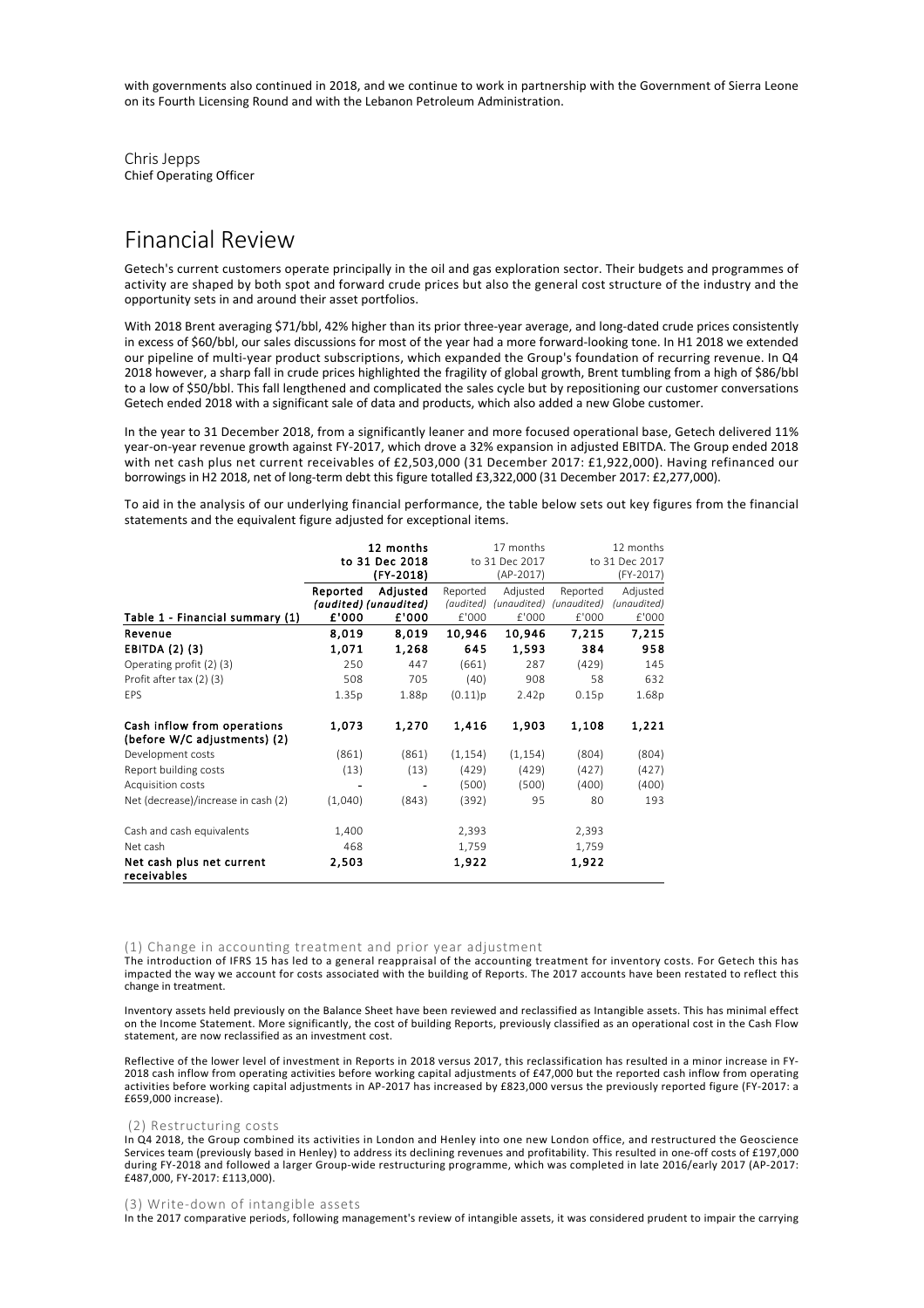with governments also continued in 2018, and we continue to work in partnership with the Government of Sierra Leone on its Fourth Licensing Round and with the Lebanon Petroleum Administration.

Chris Jepps
Chief Operating Officer

# Financial Review

Getech's current customers operate principally in the oil and gas exploration sector. Their budgets and programmes of activity are shaped by both spot and forward crude prices but also the general cost structure of the industry and the opportunity sets in and around their asset portfolios.

With 2018 Brent averaging $71/bbl, 42% higher than its prior three-year average, and long-dated crude prices consistently in excess of $60/bbl, our sales discussions for most of the year had a more forward-looking tone. In H1 2018 we extended our pipeline of multi-year product subscriptions, which expanded the Group's foundation of recurring revenue. In Q4 2018 however, a sharp fall in crude prices highlighted the fragility of global growth, Brent tumbling from a high of $86/bbl to a low of $50/bbl. This fall lengthened and complicated the sales cycle but by repositioning our customer conversations Getech ended 2018 with a significant sale of data and products, which also added a new Globe customer.

In the year to 31 December 2018, from a significantly leaner and more focused operational base, Getech delivered 11% year-on-year revenue growth against FY-2017, which drove a 32% expansion in adjusted EBITDA. The Group ended 2018 with net cash plus net current receivables of £2,503,000 (31 December 2017: £1,922,000). Having refinanced our borrowings in H2 2018, net of long-term debt this figure totalled £3,322,000 (31 December 2017: £2,277,000).

To aid in the analysis of our underlying financial performance, the table below sets out key figures from the financial statements and the equivalent figure adjusted for exceptional items.

| | **12 months to 31 Dec 2018 (FY-2018)** | | 17 months to 31 Dec 2017 (AP-2017) | | 12 months to 31 Dec 2017 (FY-2017) | |
|---|---|---|---|---|---|---|
| | **Reported *(audited)*** | **Adjusted *(unaudited)*** | Reported *(audited)* | Adjusted *(unaudited)* | Reported *(unaudited)* | Adjusted *(unaudited)* |
| **Table 1 - Financial summary (1)** | **£'000** | **£'000** | £'000 | £'000 | £'000 | £'000 |
| **Revenue** | **8,019** | **8,019** | **10,946** | **10,946** | **7,215** | **7,215** |
| **EBITDA (2) (3)** | **1,071** | **1,268** | **645** | **1,593** | **384** | **958** |
| Operating profit (2) (3) | 250 | 447 | (661) | 287 | (429) | 145 |
| Profit after tax (2) (3) | 508 | 705 | (40) | 908 | 58 | 632 |
| EPS | 1.35p | 1.88p | (0.11)p | 2.42p | 0.15p | 1.68p |
| **Cash inflow from operations (before W/C adjustments) (2)** | **1,073** | **1,270** | **1,416** | **1,903** | **1,108** | **1,221** |
| Development costs | (861) | (861) | (1,154) | (1,154) | (804) | (804) |
| Report building costs | (13) | (13) | (429) | (429) | (427) | (427) |
| Acquisition costs | - | - | (500) | (500) | (400) | (400) |
| Net (decrease)/increase in cash (2) | (1,040) | (843) | (392) | 95 | 80 | 193 |
| Cash and cash equivalents | 1,400 | | 2,393 | | 2,393 | |
| Net cash | 468 | | 1,759 | | 1,759 | |
| **Net cash plus net current receivables** | **2,503** | | **1,922** | | **1,922** | |

(1) Change in accounting treatment and prior year adjustment
The introduction of IFRS 15 has led to a general reappraisal of the accounting treatment for inventory costs. For Getech this has impacted the way we account for costs associated with the building of Reports. The 2017 accounts have been restated to reflect this change in treatment.

Inventory assets held previously on the Balance Sheet have been reviewed and reclassified as Intangible assets. This has minimal effect on the Income Statement. More significantly, the cost of building Reports, previously classified as an operational cost in the Cash Flow statement, are now reclassified as an investment cost.

Reflective of the lower level of investment in Reports in 2018 versus 2017, this reclassification has resulted in a minor increase in FY-2018 cash inflow from operating activities before working capital adjustments of £47,000 but the reported cash inflow from operating activities before working capital adjustments in AP-2017 has increased by £823,000 versus the previously reported figure (FY-2017: a £659,000 increase).

(2) Restructuring costs
In Q4 2018, the Group combined its activities in London and Henley into one new London office, and restructured the Geoscience Services team (previously based in Henley) to address its declining revenues and profitability. This resulted in one-off costs of £197,000 during FY-2018 and followed a larger Group-wide restructuring programme, which was completed in late 2016/early 2017 (AP-2017: £487,000, FY-2017: £113,000).

(3) Write-down of intangible assets
In the 2017 comparative periods, following management's review of intangible assets, it was considered prudent to impair the carrying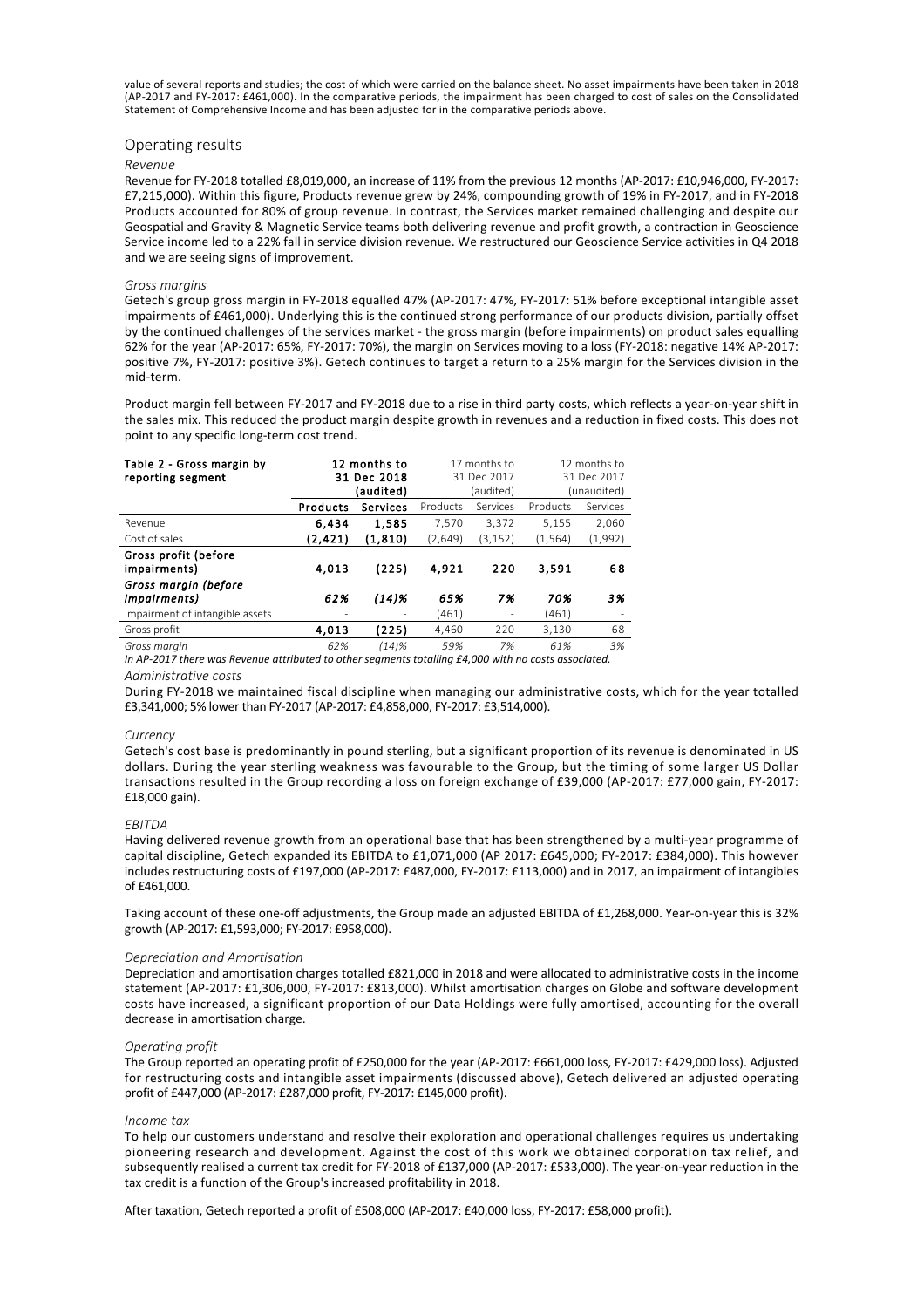value of several reports and studies; the cost of which were carried on the balance sheet. No asset impairments have been taken in 2018 (AP-2017 and FY-2017: £461,000). In the comparative periods, the impairment has been charged to cost of sales on the Consolidated Statement of Comprehensive Income and has been adjusted for in the comparative periods above.

## Operating results

*Revenue*

Revenue for FY-2018 totalled £8,019,000, an increase of 11% from the previous 12 months (AP-2017: £10,946,000, FY-2017: £7,215,000). Within this figure, Products revenue grew by 24%, compounding growth of 19% in FY-2017, and in FY-2018 Products accounted for 80% of group revenue. In contrast, the Services market remained challenging and despite our Geospatial and Gravity & Magnetic Service teams both delivering revenue and profit growth, a contraction in Geoscience Service income led to a 22% fall in service division revenue. We restructured our Geoscience Service activities in Q4 2018 and we are seeing signs of improvement.

*Gross margins*

Getech's group gross margin in FY-2018 equalled 47% (AP-2017: 47%, FY-2017: 51% before exceptional intangible asset impairments of £461,000). Underlying this is the continued strong performance of our products division, partially offset by the continued challenges of the services market - the gross margin (before impairments) on product sales equalling 62% for the year (AP-2017: 65%, FY-2017: 70%), the margin on Services moving to a loss (FY-2018: negative 14% AP-2017: positive 7%, FY-2017: positive 3%). Getech continues to target a return to a 25% margin for the Services division in the mid-term.

Product margin fell between FY-2017 and FY-2018 due to a rise in third party costs, which reflects a year-on-year shift in the sales mix. This reduced the product margin despite growth in revenues and a reduction in fixed costs. This does not point to any specific long-term cost trend.

| **Table 2 - Gross margin by reporting segment** | **12 months to 31 Dec 2018 (audited)** | | 17 months to 31 Dec 2017 (audited) | | 12 months to 31 Dec 2017 (unaudited) | |
|---|---|---|---|---|---|---|
| | **Products** | **Services** | Products | Services | Products | Services |
| Revenue | **6,434** | **1,585** | 7,570 | 3,372 | 5,155 | 2,060 |
| Cost of sales | **(2,421)** | **(1,810)** | (2,649) | (3,152) | (1,564) | (1,992) |
| **Gross profit (before impairments)** | **4,013** | **(225)** | **4,921** | **220** | **3,591** | **68** |
| ***Gross margin (before impairments)*** | ***62%*** | ***(14)%*** | ***65%*** | ***7%*** | ***70%*** | ***3%*** |
| Impairment of intangible assets | - | - | (461) | - | (461) | - |
| Gross profit | **4,013** | **(225)** | 4,460 | 220 | 3,130 | 68 |
| *Gross margin* | *62%* | *(14)%* | *59%* | *7%* | *61%* | *3%* |

*In AP-2017 there was Revenue attributed to other segments totalling £4,000 with no costs associated.*

*Administrative costs*

During FY-2018 we maintained fiscal discipline when managing our administrative costs, which for the year totalled £3,341,000; 5% lower than FY-2017 (AP-2017: £4,858,000, FY-2017: £3,514,000).

*Currency*

Getech's cost base is predominantly in pound sterling, but a significant proportion of its revenue is denominated in US dollars. During the year sterling weakness was favourable to the Group, but the timing of some larger US Dollar transactions resulted in the Group recording a loss on foreign exchange of £39,000 (AP-2017: £77,000 gain, FY-2017: £18,000 gain).

*EBITDA*

Having delivered revenue growth from an operational base that has been strengthened by a multi-year programme of capital discipline, Getech expanded its EBITDA to £1,071,000 (AP 2017: £645,000; FY-2017: £384,000). This however includes restructuring costs of £197,000 (AP-2017: £487,000, FY-2017: £113,000) and in 2017, an impairment of intangibles of £461,000.

Taking account of these one-off adjustments, the Group made an adjusted EBITDA of £1,268,000. Year-on-year this is 32% growth (AP-2017: £1,593,000; FY-2017: £958,000).

*Depreciation and Amortisation*

Depreciation and amortisation charges totalled £821,000 in 2018 and were allocated to administrative costs in the income statement (AP-2017: £1,306,000, FY-2017: £813,000). Whilst amortisation charges on Globe and software development costs have increased, a significant proportion of our Data Holdings were fully amortised, accounting for the overall decrease in amortisation charge.

*Operating profit*

The Group reported an operating profit of £250,000 for the year (AP-2017: £661,000 loss, FY-2017: £429,000 loss). Adjusted for restructuring costs and intangible asset impairments (discussed above), Getech delivered an adjusted operating profit of £447,000 (AP-2017: £287,000 profit, FY-2017: £145,000 profit).

*Income tax*

To help our customers understand and resolve their exploration and operational challenges requires us undertaking pioneering research and development. Against the cost of this work we obtained corporation tax relief, and subsequently realised a current tax credit for FY-2018 of £137,000 (AP-2017: £533,000). The year-on-year reduction in the tax credit is a function of the Group's increased profitability in 2018.

After taxation, Getech reported a profit of £508,000 (AP-2017: £40,000 loss, FY-2017: £58,000 profit).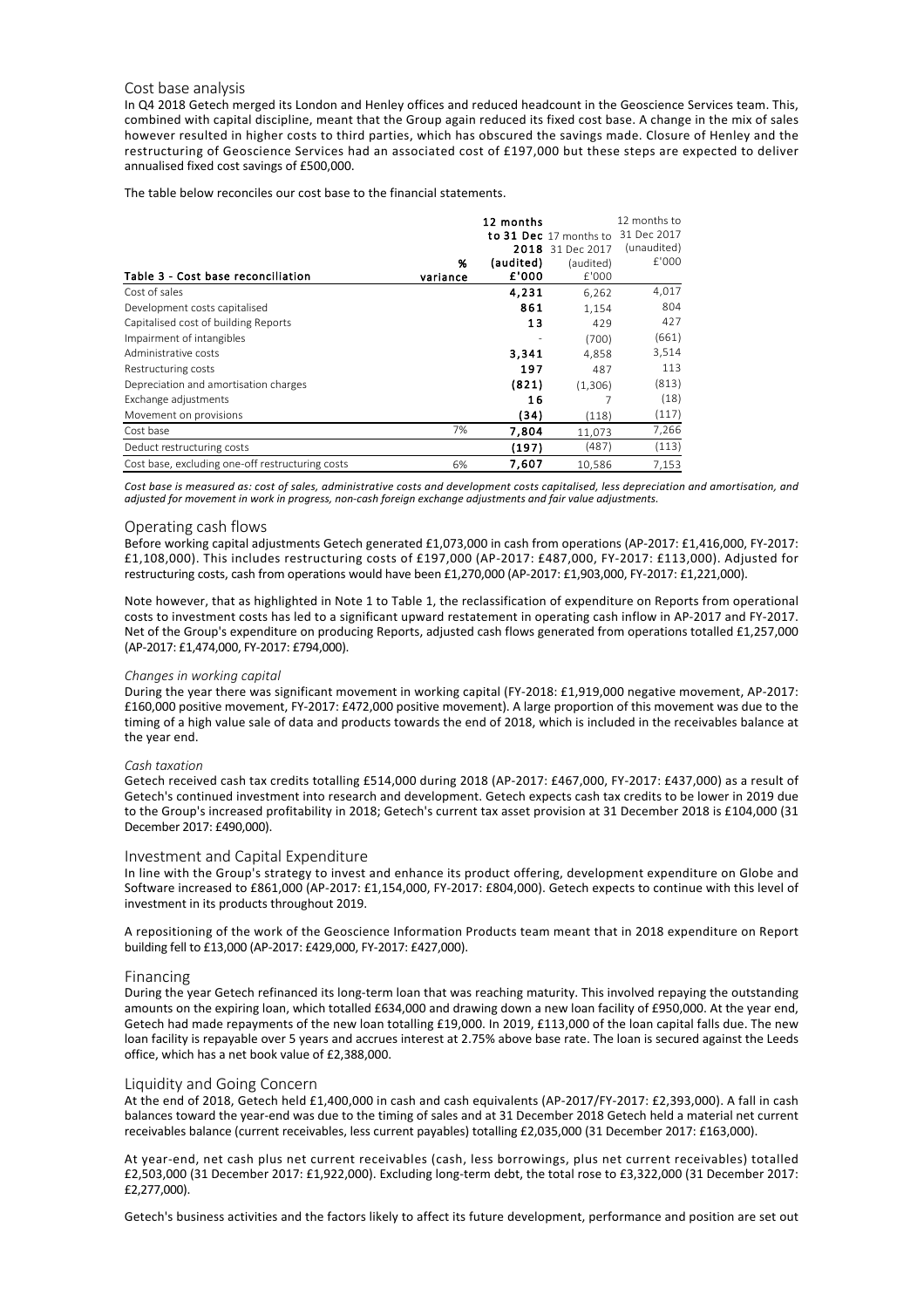## Cost base analysis

In Q4 2018 Getech merged its London and Henley offices and reduced headcount in the Geoscience Services team. This, combined with capital discipline, meant that the Group again reduced its fixed cost base. A change in the mix of sales however resulted in higher costs to third parties, which has obscured the savings made. Closure of Henley and the restructuring of Geoscience Services had an associated cost of £197,000 but these steps are expected to deliver annualised fixed cost savings of £500,000.

The table below reconciles our cost base to the financial statements.

| Table 3 - Cost base reconciliation | % variance | 12 months to 31 Dec 2018 (audited) £'000 | 17 months to 31 Dec 2017 (audited) £'000 | 12 months to 31 Dec 2017 (unaudited) £'000 |
|---|---|---|---|---|
| Cost of sales | | **4,231** | 6,262 | 4,017 |
| Development costs capitalised | | **861** | 1,154 | 804 |
| Capitalised cost of building Reports | | **13** | 429 | 427 |
| Impairment of intangibles | | - | (700) | (661) |
| Administrative costs | | **3,341** | 4,858 | 3,514 |
| Restructuring costs | | **197** | 487 | 113 |
| Depreciation and amortisation charges | | **(821)** | (1,306) | (813) |
| Exchange adjustments | | **16** | 7 | (18) |
| Movement on provisions | | **(34)** | (118) | (117) |
| Cost base | 7% | **7,804** | 11,073 | 7,266 |
| Deduct restructuring costs | | **(197)** | (487) | (113) |
| Cost base, excluding one-off restructuring costs | 6% | **7,607** | 10,586 | 7,153 |

*Cost base is measured as: cost of sales, administrative costs and development costs capitalised, less depreciation and amortisation, and adjusted for movement in work in progress, non-cash foreign exchange adjustments and fair value adjustments.*

## Operating cash flows

Before working capital adjustments Getech generated £1,073,000 in cash from operations (AP-2017: £1,416,000, FY-2017: £1,108,000). This includes restructuring costs of £197,000 (AP-2017: £487,000, FY-2017: £113,000). Adjusted for restructuring costs, cash from operations would have been £1,270,000 (AP-2017: £1,903,000, FY-2017: £1,221,000).

Note however, that as highlighted in Note 1 to Table 1, the reclassification of expenditure on Reports from operational costs to investment costs has led to a significant upward restatement in operating cash inflow in AP-2017 and FY-2017. Net of the Group's expenditure on producing Reports, adjusted cash flows generated from operations totalled £1,257,000 (AP-2017: £1,474,000, FY-2017: £794,000).

### *Changes in working capital*

During the year there was significant movement in working capital (FY-2018: £1,919,000 negative movement, AP-2017: £160,000 positive movement, FY-2017: £472,000 positive movement). A large proportion of this movement was due to the timing of a high value sale of data and products towards the end of 2018, which is included in the receivables balance at the year end.

### *Cash taxation*

Getech received cash tax credits totalling £514,000 during 2018 (AP-2017: £467,000, FY-2017: £437,000) as a result of Getech's continued investment into research and development. Getech expects cash tax credits to be lower in 2019 due to the Group's increased profitability in 2018; Getech's current tax asset provision at 31 December 2018 is £104,000 (31 December 2017: £490,000).

## Investment and Capital Expenditure

In line with the Group's strategy to invest and enhance its product offering, development expenditure on Globe and Software increased to £861,000 (AP-2017: £1,154,000, FY-2017: £804,000). Getech expects to continue with this level of investment in its products throughout 2019.

A repositioning of the work of the Geoscience Information Products team meant that in 2018 expenditure on Report building fell to £13,000 (AP-2017: £429,000, FY-2017: £427,000).

## Financing

During the year Getech refinanced its long-term loan that was reaching maturity. This involved repaying the outstanding amounts on the expiring loan, which totalled £634,000 and drawing down a new loan facility of £950,000. At the year end, Getech had made repayments of the new loan totalling £19,000. In 2019, £113,000 of the loan capital falls due. The new loan facility is repayable over 5 years and accrues interest at 2.75% above base rate. The loan is secured against the Leeds office, which has a net book value of £2,388,000.

## Liquidity and Going Concern

At the end of 2018, Getech held £1,400,000 in cash and cash equivalents (AP-2017/FY-2017: £2,393,000). A fall in cash balances toward the year-end was due to the timing of sales and at 31 December 2018 Getech held a material net current receivables balance (current receivables, less current payables) totalling £2,035,000 (31 December 2017: £163,000).

At year-end, net cash plus net current receivables (cash, less borrowings, plus net current receivables) totalled £2,503,000 (31 December 2017: £1,922,000). Excluding long-term debt, the total rose to £3,322,000 (31 December 2017: £2,277,000).

Getech's business activities and the factors likely to affect its future development, performance and position are set out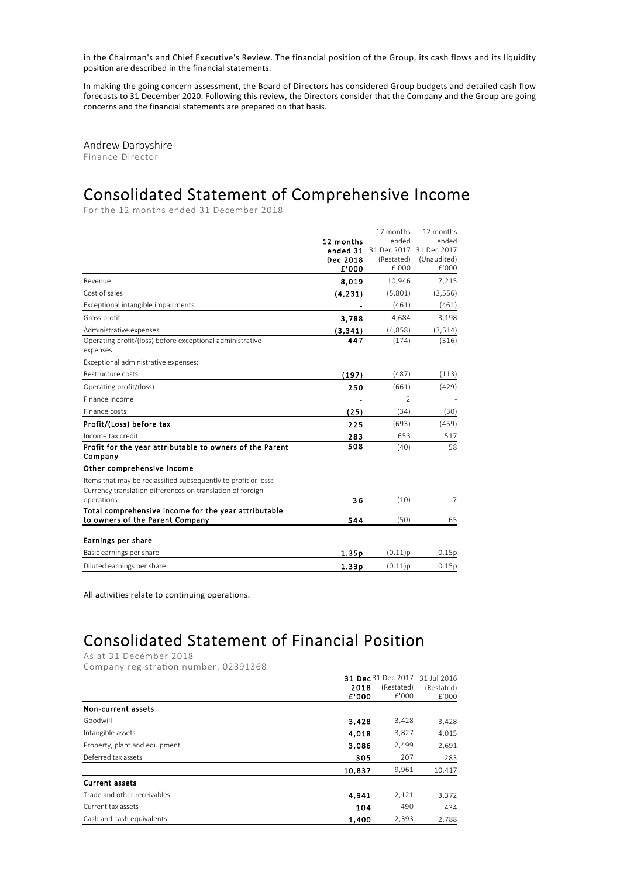in the Chairman's and Chief Executive's Review. The financial position of the Group, its cash flows and its liquidity position are described in the financial statements.

In making the going concern assessment, the Board of Directors has considered Group budgets and detailed cash flow forecasts to 31 December 2020. Following this review, the Directors consider that the Company and the Group are going concerns and the financial statements are prepared on that basis.

Andrew Darbyshire
Finance Director

# Consolidated Statement of Comprehensive Income

For the 12 months ended 31 December 2018

| | **12 months ended 31 Dec 2018 £'000** | 17 months ended 31 Dec 2017 (Restated) £'000 | 12 months ended 31 Dec 2017 (Unaudited) £'000 |
|---|---|---|---|
| Revenue | **8,019** | 10,946 | 7,215 |
| Cost of sales | **(4,231)** | (5,801) | (3,556) |
| Exceptional intangible impairments | **-** | (461) | (461) |
| Gross profit | **3,788** | 4,684 | 3,198 |
| Administrative expenses | **(3,341)** | (4,858) | (3,514) |
| Operating profit/(loss) before exceptional administrative expenses | **447** | (174) | (316) |
| Exceptional administrative expenses: | | | |
| Restructure costs | **(197)** | (487) | (113) |
| Operating profit/(loss) | **250** | (661) | (429) |
| Finance income | **-** | 2 | - |
| Finance costs | **(25)** | (34) | (30) |
| **Profit/(Loss) before tax** | **225** | (693) | (459) |
| Income tax credit | **283** | 653 | 517 |
| **Profit for the year attributable to owners of the Parent Company** | **508** | (40) | 58 |
| **Other comprehensive income** | | | |
| Items that may be reclassified subsequently to profit or loss: | | | |
| Currency translation differences on translation of foreign operations | **36** | (10) | 7 |
| **Total comprehensive income for the year attributable to owners of the Parent Company** | **544** | (50) | 65 |
| **Earnings per share** | | | |
| Basic earnings per share | **1.35p** | (0.11)p | 0.15p |
| Diluted earnings per share | **1.33p** | (0.11)p | 0.15p |

All activities relate to continuing operations.

# Consolidated Statement of Financial Position

As at 31 December 2018

Company registration number: 02891368

| | **31 Dec 2018 £'000** | 31 Dec 2017 (Restated) £'000 | 31 Jul 2016 (Restated) £'000 |
|---|---|---|---|
| **Non-current assets** | | | |
| Goodwill | **3,428** | 3,428 | 3,428 |
| Intangible assets | **4,018** | 3,827 | 4,015 |
| Property, plant and equipment | **3,086** | 2,499 | 2,691 |
| Deferred tax assets | **305** | 207 | 283 |
| | **10,837** | 9,961 | 10,417 |
| **Current assets** | | | |
| Trade and other receivables | **4,941** | 2,121 | 3,372 |
| Current tax assets | **104** | 490 | 434 |
| Cash and cash equivalents | **1,400** | 2,393 | 2,788 |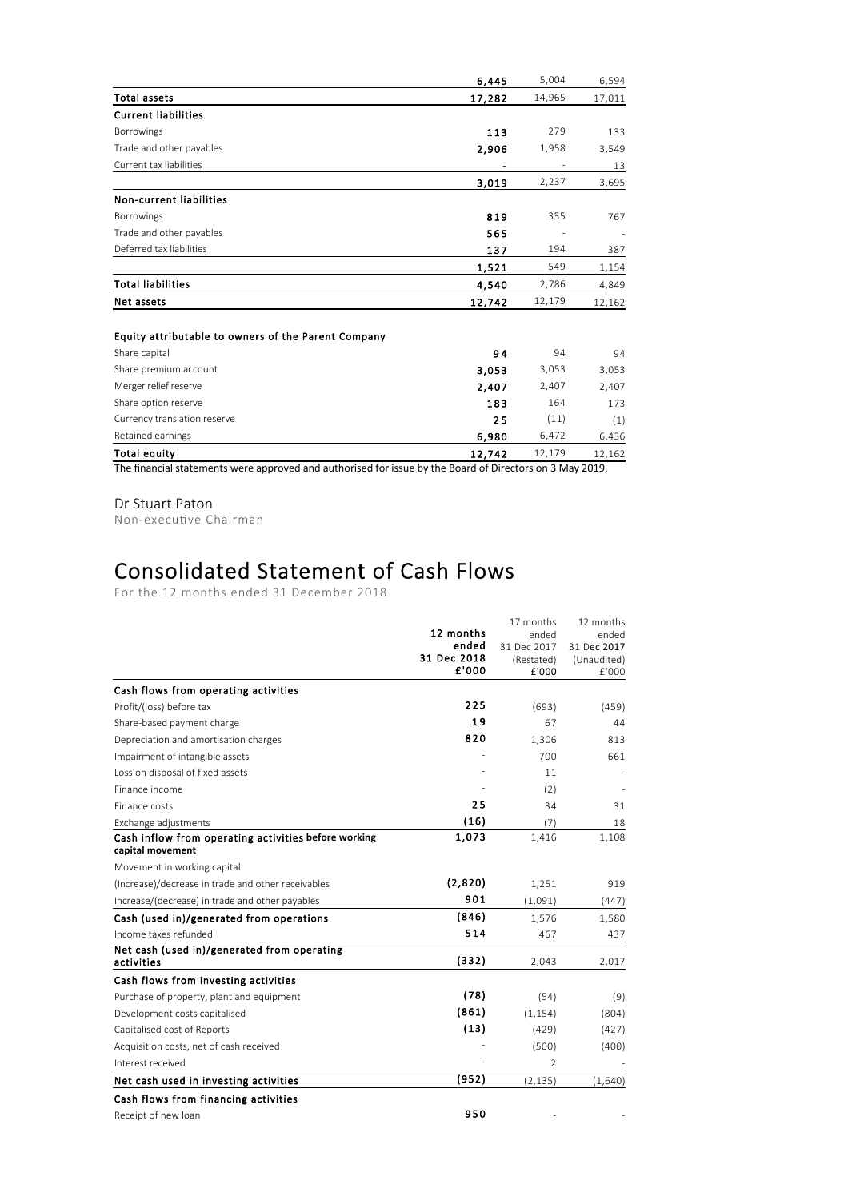| | | | |
|---|---|---|---|
| | **6,445** | 5,004 | 6,594 |
| **Total assets** | **17,282** | 14,965 | 17,011 |
| **Current liabilities** | | | |
| Borrowings | **113** | 279 | 133 |
| Trade and other payables | **2,906** | 1,958 | 3,549 |
| Current tax liabilities | **-** | - | 13 |
| | **3,019** | 2,237 | 3,695 |
| **Non-current liabilities** | | | |
| Borrowings | **819** | 355 | 767 |
| Trade and other payables | **565** | - | - |
| Deferred tax liabilities | **137** | 194 | 387 |
| | **1,521** | 549 | 1,154 |
| **Total liabilities** | **4,540** | 2,786 | 4,849 |
| **Net assets** | **12,742** | 12,179 | 12,162 |
| | | | |
| **Equity attributable to owners of the Parent Company** | | | |
| Share capital | **94** | 94 | 94 |
| Share premium account | **3,053** | 3,053 | 3,053 |
| Merger relief reserve | **2,407** | 2,407 | 2,407 |
| Share option reserve | **183** | 164 | 173 |
| Currency translation reserve | **25** | (11) | (1) |
| Retained earnings | **6,980** | 6,472 | 6,436 |
| **Total equity** | **12,742** | 12,179 | 12,162 |

The financial statements were approved and authorised for issue by the Board of Directors on 3 May 2019.

Dr Stuart Paton
Non-executive Chairman

# Consolidated Statement of Cash Flows

For the 12 months ended 31 December 2018

| | **12 months ended 31 Dec 2018 £'000** | 17 months ended 31 Dec 2017 (Restated) £'000 | 12 months ended 31 Dec 2017 (Unaudited) £'000 |
|---|---|---|---|
| **Cash flows from operating activities** | | | |
| Profit/(loss) before tax | **225** | (693) | (459) |
| Share-based payment charge | **19** | 67 | 44 |
| Depreciation and amortisation charges | **820** | 1,306 | 813 |
| Impairment of intangible assets | - | 700 | 661 |
| Loss on disposal of fixed assets | - | 11 | - |
| Finance income | - | (2) | - |
| Finance costs | **25** | 34 | 31 |
| Exchange adjustments | **(16)** | (7) | 18 |
| **Cash inflow from operating activities before working capital movement** | **1,073** | 1,416 | 1,108 |
| Movement in working capital: | | | |
| (Increase)/decrease in trade and other receivables | **(2,820)** | 1,251 | 919 |
| Increase/(decrease) in trade and other payables | **901** | (1,091) | (447) |
| **Cash (used in)/generated from operations** | **(846)** | 1,576 | 1,580 |
| Income taxes refunded | **514** | 467 | 437 |
| **Net cash (used in)/generated from operating activities** | **(332)** | 2,043 | 2,017 |
| **Cash flows from investing activities** | | | |
| Purchase of property, plant and equipment | **(78)** | (54) | (9) |
| Development costs capitalised | **(861)** | (1,154) | (804) |
| Capitalised cost of Reports | **(13)** | (429) | (427) |
| Acquisition costs, net of cash received | - | (500) | (400) |
| Interest received | - | 2 | - |
| **Net cash used in investing activities** | **(952)** | (2,135) | (1,640) |
| **Cash flows from financing activities** | | | |
| Receipt of new loan | **950** | - | - |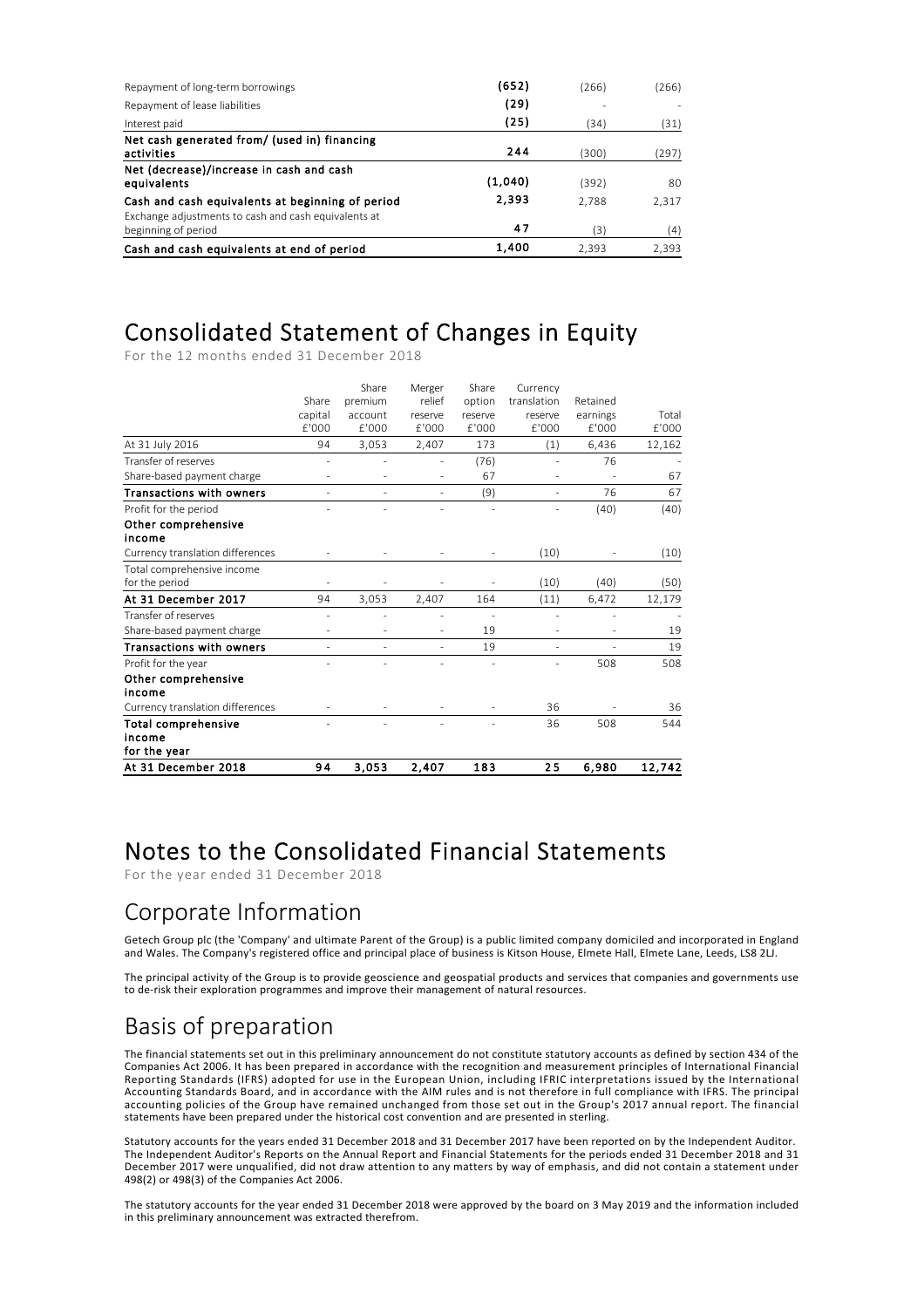| | | | |
|---|---|---|---|
| Repayment of long-term borrowings | **(652)** | (266) | (266) |
| Repayment of lease liabilities | **(29)** | - | - |
| Interest paid | **(25)** | (34) | (31) |
| **Net cash generated from/ (used in) financing activities** | **244** | (300) | (297) |
| **Net (decrease)/increase in cash and cash equivalents** | **(1,040)** | (392) | 80 |
| **Cash and cash equivalents at beginning of period** | **2,393** | 2,788 | 2,317 |
| Exchange adjustments to cash and cash equivalents at beginning of period | **47** | (3) | (4) |
| **Cash and cash equivalents at end of period** | **1,400** | 2,393 | 2,393 |

# Consolidated Statement of Changes in Equity

For the 12 months ended 31 December 2018

| | Share capital £'000 | Share premium account £'000 | Merger relief reserve £'000 | Share option reserve £'000 | Currency translation reserve £'000 | Retained earnings £'000 | Total £'000 |
|---|---|---|---|---|---|---|---|
| At 31 July 2016 | 94 | 3,053 | 2,407 | 173 | (1) | 6,436 | 12,162 |
| Transfer of reserves | - | - | - | (76) | - | 76 | - |
| Share-based payment charge | - | - | - | 67 | - | - | 67 |
| **Transactions with owners** | - | - | - | (9) | - | 76 | 67 |
| Profit for the period | - | - | - | - | - | (40) | (40) |
| **Other comprehensive income** | | | | | | | |
| Currency translation differences | - | - | - | - | (10) | - | (10) |
| Total comprehensive income for the period | - | - | - | - | (10) | (40) | (50) |
| **At 31 December 2017** | 94 | 3,053 | 2,407 | 164 | (11) | 6,472 | 12,179 |
| Transfer of reserves | - | - | - | - | - | - | - |
| Share-based payment charge | - | - | - | 19 | - | - | 19 |
| **Transactions with owners** | - | - | - | 19 | - | - | 19 |
| Profit for the year | - | - | - | - | - | 508 | 508 |
| **Other comprehensive income** | | | | | | | |
| Currency translation differences | - | - | - | - | 36 | - | 36 |
| **Total comprehensive income for the year** | - | - | - | - | 36 | 508 | 544 |
| **At 31 December 2018** | **94** | **3,053** | **2,407** | **183** | **25** | **6,980** | **12,742** |

# Notes to the Consolidated Financial Statements

For the year ended 31 December 2018

## Corporate Information

Getech Group plc (the 'Company' and ultimate Parent of the Group) is a public limited company domiciled and incorporated in England and Wales. The Company's registered office and principal place of business is Kitson House, Elmete Hall, Elmete Lane, Leeds, LS8 2LJ.

The principal activity of the Group is to provide geoscience and geospatial products and services that companies and governments use to de-risk their exploration programmes and improve their management of natural resources.

## Basis of preparation

The financial statements set out in this preliminary announcement do not constitute statutory accounts as defined by section 434 of the Companies Act 2006. It has been prepared in accordance with the recognition and measurement principles of International Financial Reporting Standards (IFRS) adopted for use in the European Union, including IFRIC interpretations issued by the International Accounting Standards Board, and in accordance with the AIM rules and is not therefore in full compliance with IFRS. The principal accounting policies of the Group have remained unchanged from those set out in the Group's 2017 annual report. The financial statements have been prepared under the historical cost convention and are presented in sterling.

Statutory accounts for the years ended 31 December 2018 and 31 December 2017 have been reported on by the Independent Auditor. The Independent Auditor's Reports on the Annual Report and Financial Statements for the periods ended 31 December 2018 and 31 December 2017 were unqualified, did not draw attention to any matters by way of emphasis, and did not contain a statement under 498(2) or 498(3) of the Companies Act 2006.

The statutory accounts for the year ended 31 December 2018 were approved by the board on 3 May 2019 and the information included in this preliminary announcement was extracted therefrom.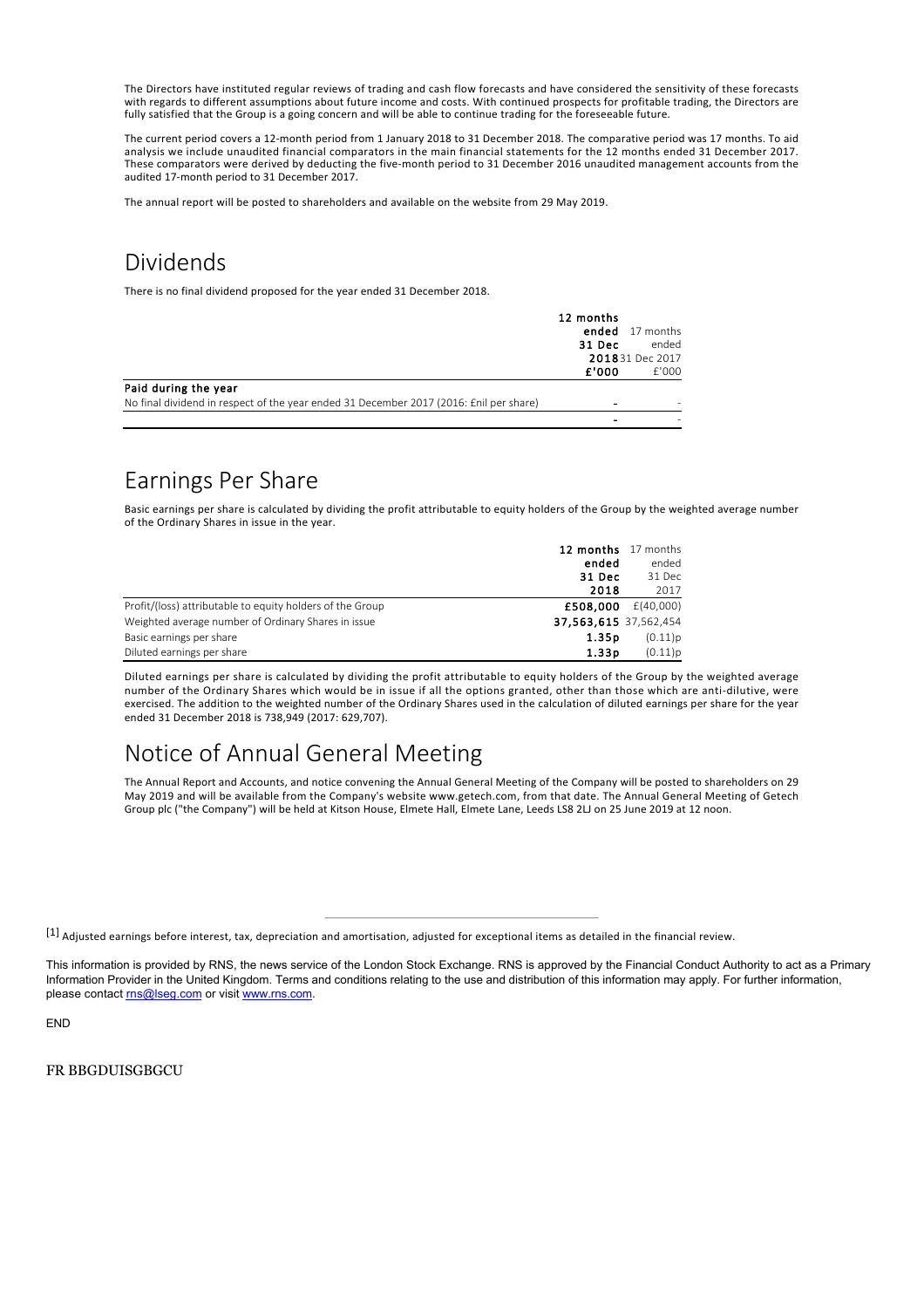The Directors have instituted regular reviews of trading and cash flow forecasts and have considered the sensitivity of these forecasts with regards to different assumptions about future income and costs. With continued prospects for profitable trading, the Directors are fully satisfied that the Group is a going concern and will be able to continue trading for the foreseeable future.

The current period covers a 12-month period from 1 January 2018 to 31 December 2018. The comparative period was 17 months. To aid analysis we include unaudited financial comparators in the main financial statements for the 12 months ended 31 December 2017. These comparators were derived by deducting the five-month period to 31 December 2016 unaudited management accounts from the audited 17-month period to 31 December 2017.

The annual report will be posted to shareholders and available on the website from 29 May 2019.

# Dividends

There is no final dividend proposed for the year ended 31 December 2018.

| | 12 months ended 31 Dec 2018 £'000 | 17 months ended 31 Dec 2017 £'000 |
|---|---|---|
| **Paid during the year** | | |
| No final dividend in respect of the year ended 31 December 2017 (2016: £nil per share) | - | - |
| | - | - |

# Earnings Per Share

Basic earnings per share is calculated by dividing the profit attributable to equity holders of the Group by the weighted average number of the Ordinary Shares in issue in the year.

| | 12 months ended 31 Dec 2018 | 17 months ended 31 Dec 2017 |
|---|---|---|
| Profit/(loss) attributable to equity holders of the Group | £508,000 | £(40,000) |
| Weighted average number of Ordinary Shares in issue | 37,563,615 | 37,562,454 |
| Basic earnings per share | 1.35p | (0.11)p |
| Diluted earnings per share | 1.33p | (0.11)p |

Diluted earnings per share is calculated by dividing the profit attributable to equity holders of the Group by the weighted average number of the Ordinary Shares which would be in issue if all the options granted, other than those which are anti-dilutive, were exercised. The addition to the weighted number of the Ordinary Shares used in the calculation of diluted earnings per share for the year ended 31 December 2018 is 738,949 (2017: 629,707).

# Notice of Annual General Meeting

The Annual Report and Accounts, and notice convening the Annual General Meeting of the Company will be posted to shareholders on 29 May 2019 and will be available from the Company's website www.getech.com, from that date. The Annual General Meeting of Getech Group plc ("the Company") will be held at Kitson House, Elmete Hall, Elmete Lane, Leeds LS8 2LJ on 25 June 2019 at 12 noon.

---

[1] Adjusted earnings before interest, tax, depreciation and amortisation, adjusted for exceptional items as detailed in the financial review.

This information is provided by RNS, the news service of the London Stock Exchange. RNS is approved by the Financial Conduct Authority to act as a Primary Information Provider in the United Kingdom. Terms and conditions relating to the use and distribution of this information may apply. For further information, please contact rns@lseg.com or visit www.rns.com.

END

FR BBGDUISGBGCU